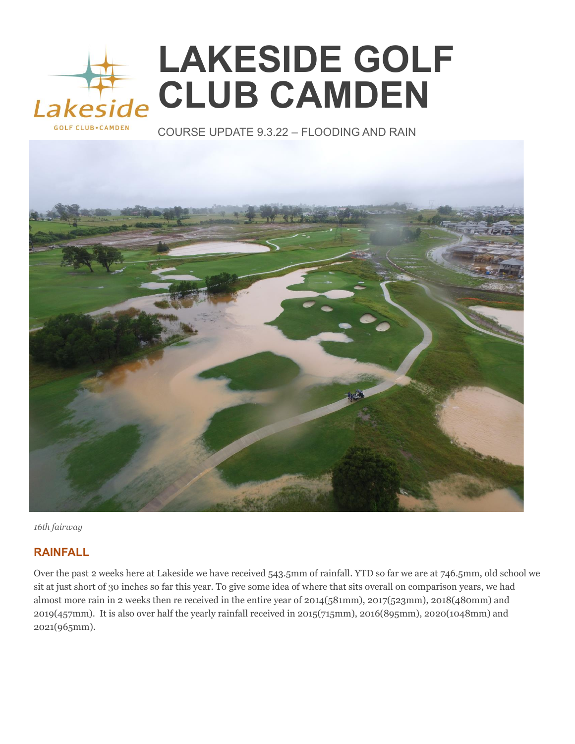# LAKESIDE GOLF CLUB CAMDEN

COURSE UPDATE 9.3.22 – FLOODING AND RAIN

*16th fairway*

## RAINFALL

Over the past 2 weeks here at Lakeside we have received 543.5mm of rainfall. YTD so far we are at 746.5mm, old school we sit at just short of 30 inches so far this year. To give some idea of where that sits overall on comparison years, we had almost more rain in 2 weeks then re received in the entire year of 2014(581mm), 2017(523mm), 2018(480mm) and 2019(457mm). It is also over half the yearly rainfall received in 2015(715mm), 2016(895mm), 2020(1048mm) and 2021(965mm).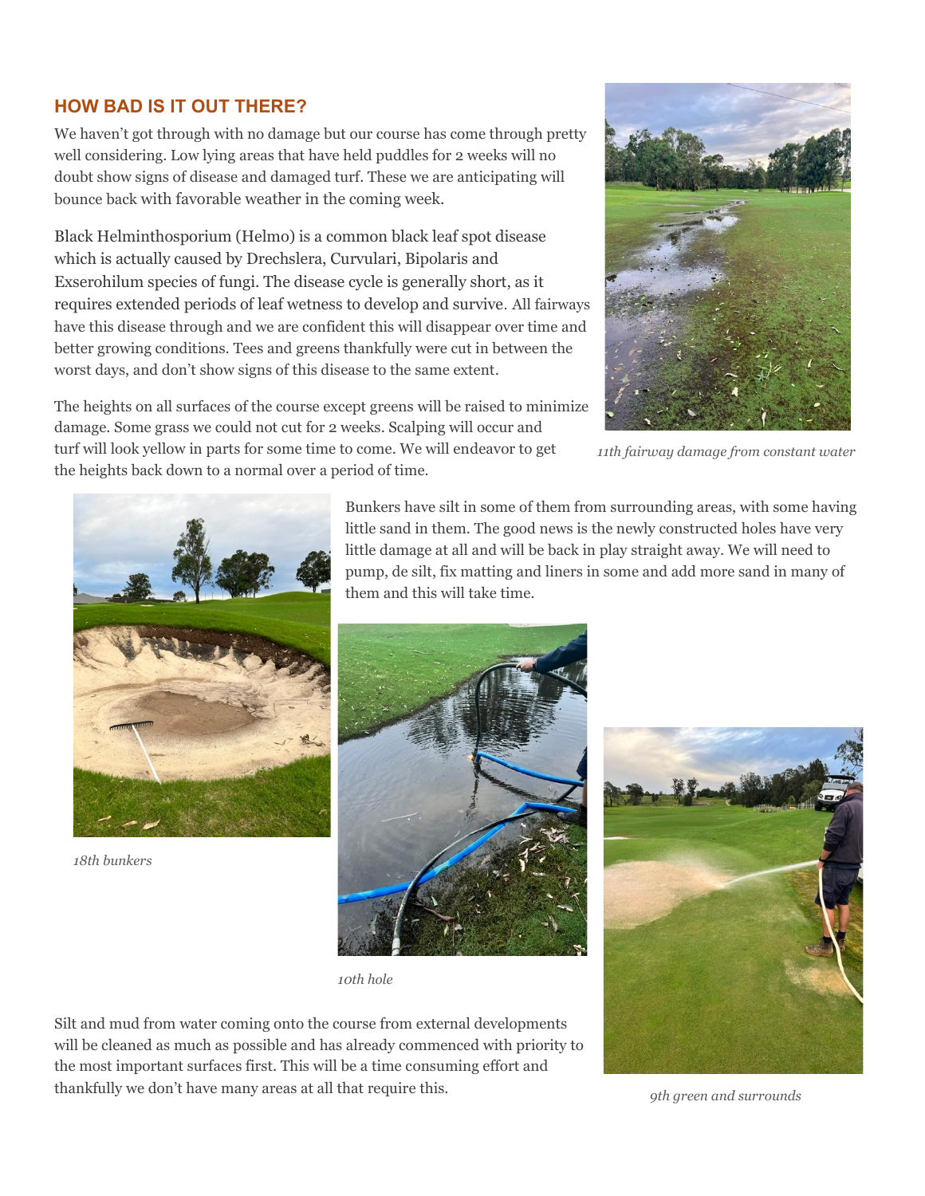## HOW BAD IS IT OUT THERE?

We haven't got through with no damage but our course has come through pretty well considering. Low lying areas that have held puddles for 2 weeks will no doubt show signs of disease and damaged turf. These we are anticipating will bounce back with favorable weather in the coming week.

Black Helminthosporium (Helmo) is a common black leaf spot disease which is actually caused by Drechslera, Curvulari, Bipolaris and Exserohilum species of fungi. The disease cycle is generally short, as it requires extended periods of leaf wetness to develop and survive. All fairways have this disease through and we are confident this will disappear over time and better growing conditions. Tees and greens thankfully were cut in between the worst days, and don't show signs of this disease to the same extent.

The heights on all surfaces of the course except greens will be raised to minimize damage. Some grass we could not cut for 2 weeks. Scalping will occur and turf will look yellow in parts for some time to come. We will endeavor to get the heights back down to a normal over a period of time.

*11th fairway damage from constant water*

Bunkers have silt in some of them from surrounding areas, with some having little sand in them. The good news is the newly constructed holes have very little damage at all and will be back in play straight away. We will need to pump, de silt, fix matting and liners in some and add more sand in many of them and this will take time.

*18th bunkers*

*10th hole*

Silt and mud from water coming onto the course from external developments will be cleaned as much as possible and has already commenced with priority to the most important surfaces first. This will be a time consuming effort and thankfully we don't have many areas at all that require this.

*9th green and surrounds*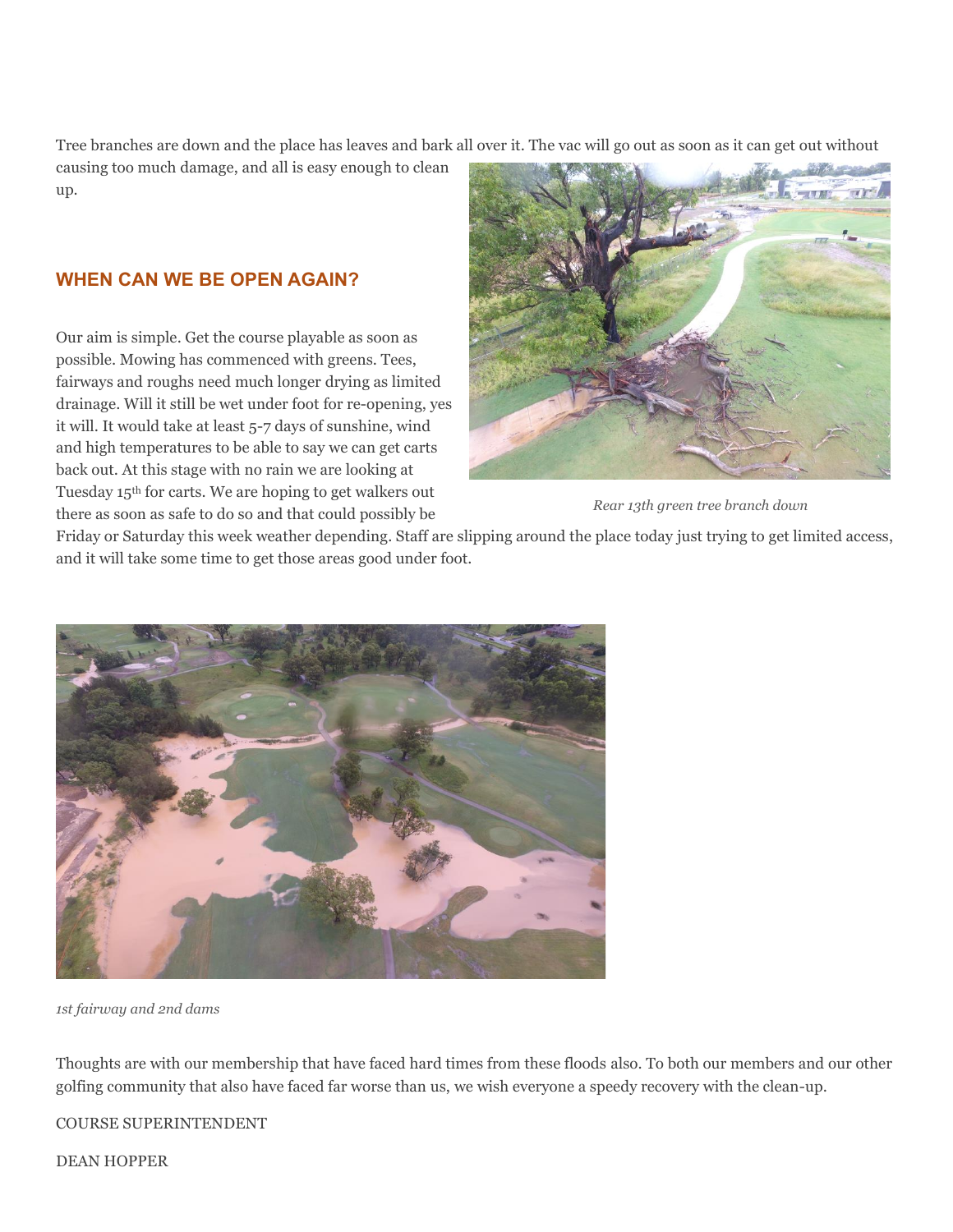Tree branches are down and the place has leaves and bark all over it. The vac will go out as soon as it can get out without causing too much damage, and all is easy enough to clean up.

## WHEN CAN WE BE OPEN AGAIN?

Our aim is simple. Get the course playable as soon as possible. Mowing has commenced with greens. Tees, fairways and roughs need much longer drying as limited drainage. Will it still be wet under foot for re-opening, yes it will. It would take at least 5-7 days of sunshine, wind and high temperatures to be able to say we can get carts back out. At this stage with no rain we are looking at Tuesday 15th for carts. We are hoping to get walkers out there as soon as safe to do so and that could possibly be Friday or Saturday this week weather depending. Staff are slipping around the place today just trying to get limited access, and it will take some time to get those areas good under foot.

*Rear 13th green tree branch down*

*1st fairway and 2nd dams*

Thoughts are with our membership that have faced hard times from these floods also. To both our members and our other golfing community that also have faced far worse than us, we wish everyone a speedy recovery with the clean-up.

COURSE SUPERINTENDENT

DEAN HOPPER